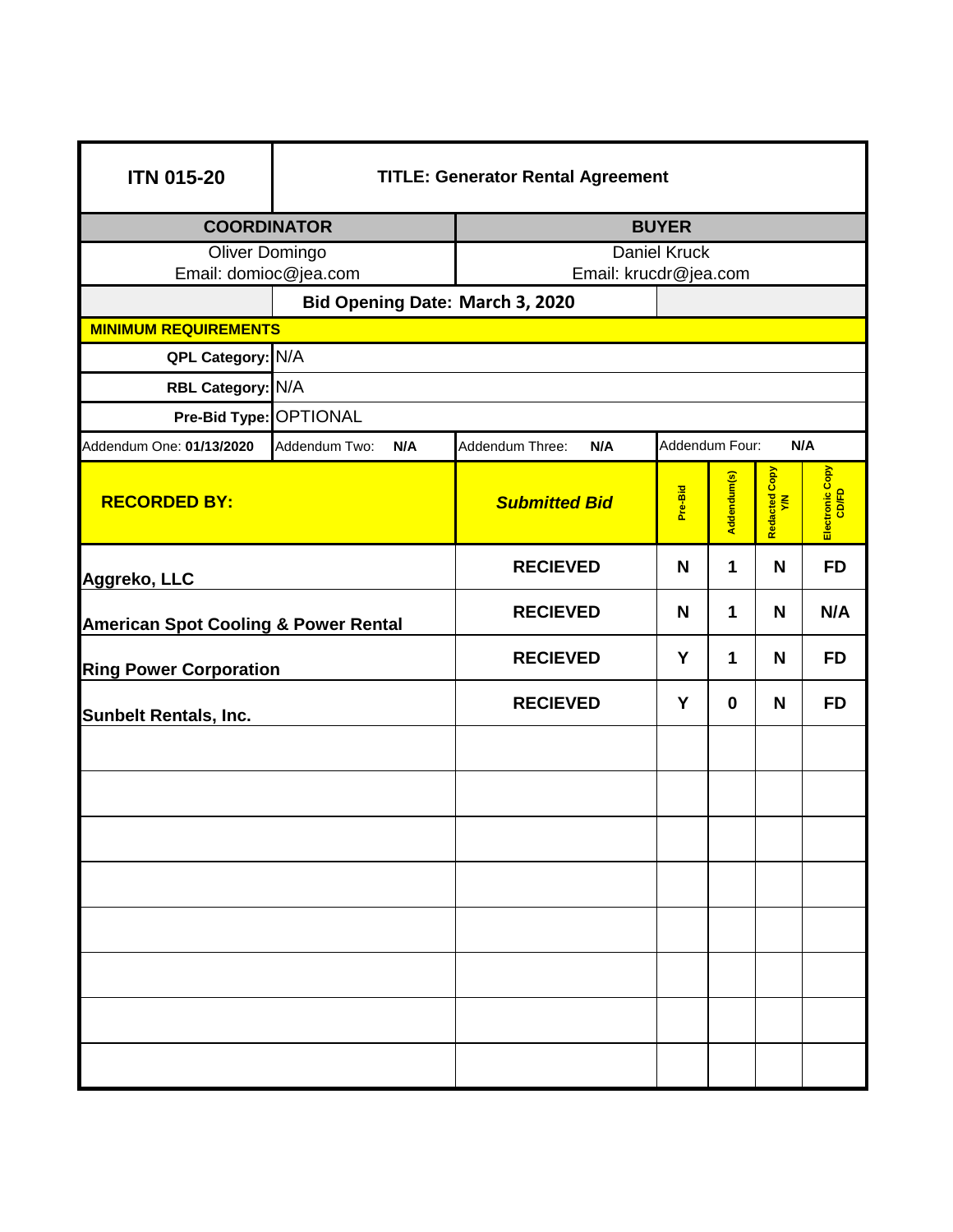| ITN 015-20 | TITLE: Generator Rental Agreement | | | | | |
|---|---|---|---|---|---|---|
| **COORDINATOR** | | **BUYER** | | | | |
| Oliver Domingo<br>Email: domioc@jea.com | | Daniel Kruck<br>Email: krucdr@jea.com | | | | |
| | **Bid Opening Date: March 3, 2020** | | | | | |
| **MINIMUM REQUIREMENTS** | | | | | | |
| **QPL Category:** | N/A | | | | | |
| **RBL Category:** | N/A | | | | | |
| **Pre-Bid Type:** | OPTIONAL | | | | | |
| Addendum One: **01/13/2020** | Addendum Two: **N/A** | Addendum Three: **N/A** | Addendum Four: **N/A** | | | |
| **RECORDED BY:** | | ***Submitted Bid*** | **Pre-Bid** | **Addendum(s)** | **Redacted Copy Y/N** | **Electronic Copy CD/FD** |
| **Aggreko, LLC** | | **RECIEVED** | **N** | **1** | **N** | **FD** |
| **American Spot Cooling & Power Rental** | | **RECIEVED** | **N** | **1** | **N** | **N/A** |
| **Ring Power Corporation** | | **RECIEVED** | **Y** | **1** | **N** | **FD** |
| **Sunbelt Rentals, Inc.** | | **RECIEVED** | **Y** | **0** | **N** | **FD** |
| | | | | | | |
| | | | | | | |
| | | | | | | |
| | | | | | | |
| | | | | | | |
| | | | | | | |
| | | | | | | |
| | | | | | | |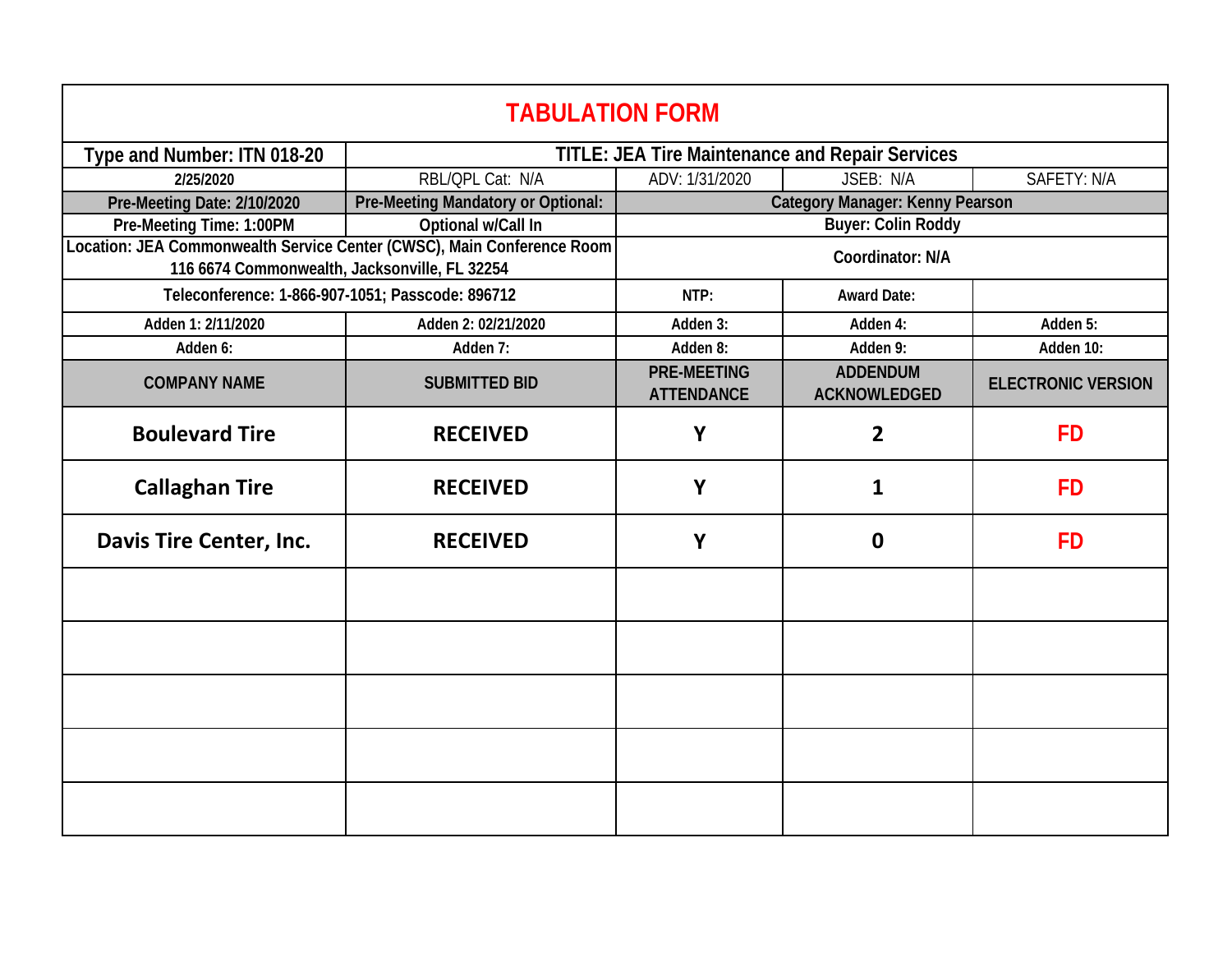# TABULATION FORM

| Type and Number: ITN 018-20 | TITLE: JEA Tire Maintenance and Repair Services | | | |
|---|---|---|---|---|
| 2/25/2020 | RBL/QPL Cat: N/A | ADV: 1/31/2020 | JSEB: N/A | SAFETY: N/A |
| Pre-Meeting Date: 2/10/2020 | Pre-Meeting Mandatory or Optional: | Category Manager: Kenny Pearson | | |
| Pre-Meeting Time: 1:00PM | Optional w/Call In | Buyer: Colin Roddy | | |
| Location: JEA Commonwealth Service Center (CWSC), Main Conference Room 116 6674 Commonwealth, Jacksonville, FL 32254 | | Coordinator: N/A | | |
| Teleconference: 1-866-907-1051; Passcode: 896712 | | NTP: | Award Date: | |
| Adden 1: 2/11/2020 | Adden 2: 02/21/2020 | Adden 3: | Adden 4: | Adden 5: |
| Adden 6: | Adden 7: | Adden 8: | Adden 9: | Adden 10: |
| **COMPANY NAME** | **SUBMITTED BID** | **PRE-MEETING ATTENDANCE** | **ADDENDUM ACKNOWLEDGED** | **ELECTRONIC VERSION** |
| **Boulevard Tire** | **RECEIVED** | **Y** | **2** | **FD** |
| **Callaghan Tire** | **RECEIVED** | **Y** | **1** | **FD** |
| **Davis Tire Center, Inc.** | **RECEIVED** | **Y** | **0** | **FD** |
| | | | | |
| | | | | |
| | | | | |
| | | | | |
| | | | | |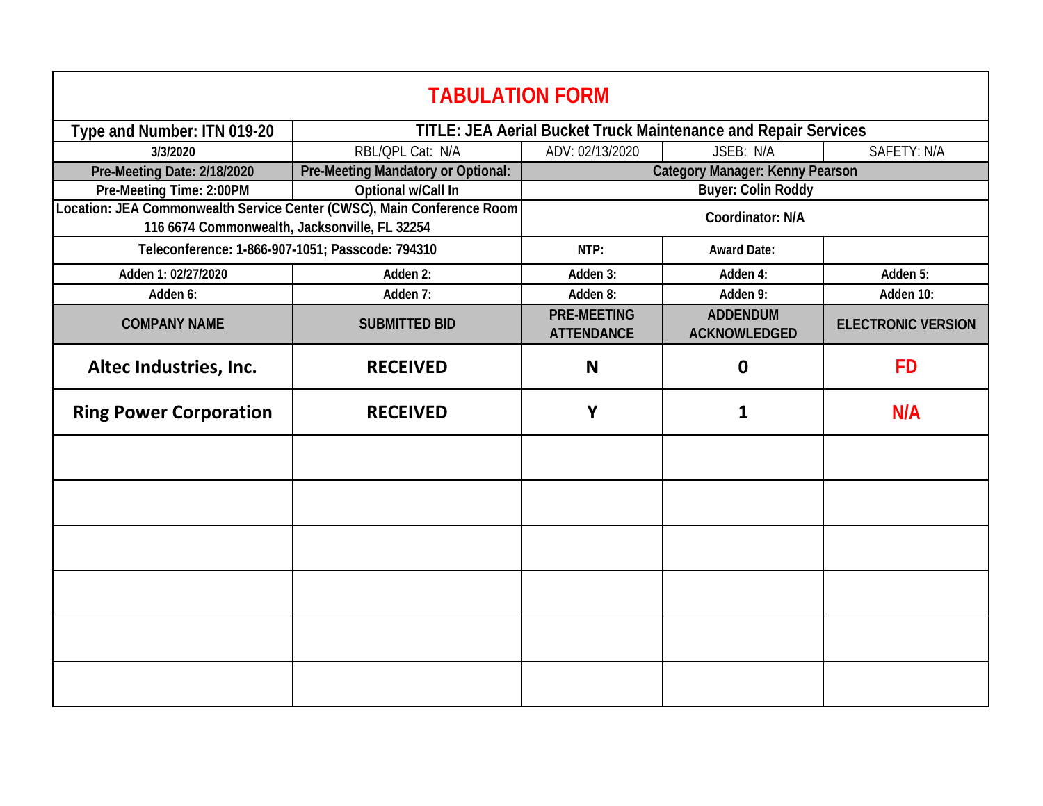# TABULATION FORM

| | | | | |
|---|---|---|---|---|
| **Type and Number: ITN 019-20** | **TITLE: JEA Aerial Bucket Truck Maintenance and Repair Services** | | | |
| **3/3/2020** | RBL/QPL Cat: N/A | ADV: 02/13/2020 | JSEB: N/A | SAFETY: N/A |
| **Pre-Meeting Date: 2/18/2020** | **Pre-Meeting Mandatory or Optional:** | **Category Manager: Kenny Pearson** | | |
| **Pre-Meeting Time: 2:00PM** | **Optional w/Call In** | **Buyer: Colin Roddy** | | |
| **Location: JEA Commonwealth Service Center (CWSC), Main Conference Room 116 6674 Commonwealth, Jacksonville, FL 32254** | | **Coordinator: N/A** | | |
| **Teleconference: 1-866-907-1051; Passcode: 794310** | | **NTP:** | **Award Date:** | |
| **Adden 1: 02/27/2020** | **Adden 2:** | **Adden 3:** | **Adden 4:** | **Adden 5:** |
| **Adden 6:** | **Adden 7:** | **Adden 8:** | **Adden 9:** | **Adden 10:** |
| **COMPANY NAME** | **SUBMITTED BID** | **PRE-MEETING ATTENDANCE** | **ADDENDUM ACKNOWLEDGED** | **ELECTRONIC VERSION** |
| **Altec Industries, Inc.** | **RECEIVED** | **N** | **0** | **FD** |
| **Ring Power Corporation** | **RECEIVED** | **Y** | **1** | **N/A** |
| | | | | |
| | | | | |
| | | | | |
| | | | | |
| | | | | |
| | | | | |